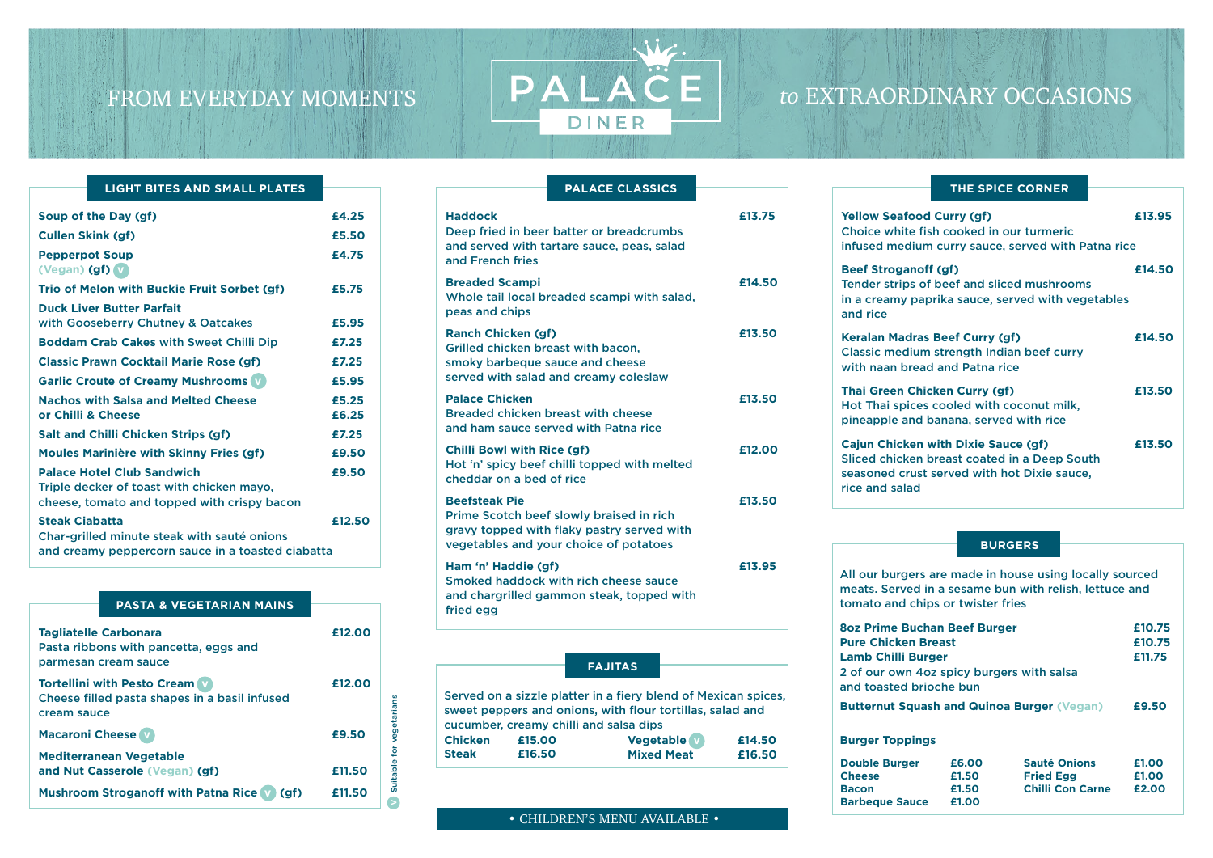FROM EVERYDAY MOMENTS

# PALACE DINER

*to* EXTRAORDINARY OCCASIONS

## LIGHT BITES AND SMALL PLATES

| Item | Price |
| --- | --- |
| **Soup of the Day (gf)** | £4.25 |
| **Cullen Skink (gf)** | £5.50 |
| **Pepperpot Soup** (Vegan) **(gf)** (V) | £4.75 |
| **Trio of Melon with Buckie Fruit Sorbet (gf)** | £5.75 |
| **Duck Liver Butter Parfait** with Gooseberry Chutney & Oatcakes | £5.95 |
| **Boddam Crab Cakes** with Sweet Chilli Dip | £7.25 |
| **Classic Prawn Cocktail Marie Rose (gf)** | £7.25 |
| **Garlic Croute of Creamy Mushrooms** (V) | £5.95 |
| **Nachos with Salsa and Melted Cheese** | £5.25 |
| **or Chilli & Cheese** | £6.25 |
| **Salt and Chilli Chicken Strips (gf)** | £7.25 |
| **Moules Marinière with Skinny Fries (gf)** | £9.50 |
| **Palace Hotel Club Sandwich** – Triple decker of toast with chicken mayo, cheese, tomato and topped with crispy bacon | £9.50 |
| **Steak Ciabatta** – Char-grilled minute steak with sauté onions and creamy peppercorn sauce in a toasted ciabatta | £12.50 |

## PASTA & VEGETARIAN MAINS

| Item | Price |
| --- | --- |
| **Tagliatelle Carbonara** – Pasta ribbons with pancetta, eggs and parmesan cream sauce | £12.00 |
| **Tortellini with Pesto Cream** (V) – Cheese filled pasta shapes in a basil infused cream sauce | £12.00 |
| **Macaroni Cheese** (V) | £9.50 |
| **Mediterranean Vegetable and Nut Casserole** (Vegan) **(gf)** | £11.50 |
| **Mushroom Stroganoff with Patna Rice** (V) **(gf)** | £11.50 |

(V) Suitable for vegetarians

## PALACE CLASSICS

| Item | Price |
| --- | --- |
| **Haddock** – Deep fried in beer batter or breadcrumbs and served with tartare sauce, peas, salad and French fries | £13.75 |
| **Breaded Scampi** – Whole tail local breaded scampi with salad, peas and chips | £14.50 |
| **Ranch Chicken (gf)** – Grilled chicken breast with bacon, smoky barbeque sauce and cheese served with salad and creamy coleslaw | £13.50 |
| **Palace Chicken** – Breaded chicken breast with cheese and ham sauce served with Patna rice | £13.50 |
| **Chilli Bowl with Rice (gf)** – Hot 'n' spicy beef chilli topped with melted cheddar on a bed of rice | £12.00 |
| **Beefsteak Pie** – Prime Scotch beef slowly braised in rich gravy topped with flaky pastry served with vegetables and your choice of potatoes | £13.50 |
| **Ham 'n' Haddie (gf)** – Smoked haddock with rich cheese sauce and chargrilled gammon steak, topped with fried egg | £13.95 |

## FAJITAS

Served on a sizzle platter in a fiery blend of Mexican spices, sweet peppers and onions, with flour tortillas, salad and cucumber, creamy chilli and salsa dips

| | | | |
| --- | --- | --- | --- |
| **Chicken** | £15.00 | **Vegetable** (V) | £14.50 |
| **Steak** | £16.50 | **Mixed Meat** | £16.50 |

• CHILDREN'S MENU AVAILABLE •

## THE SPICE CORNER

| Item | Price |
| --- | --- |
| **Yellow Seafood Curry (gf)** – Choice white fish cooked in our turmeric infused medium curry sauce, served with Patna rice | £13.95 |
| **Beef Stroganoff (gf)** – Tender strips of beef and sliced mushrooms in a creamy paprika sauce, served with vegetables and rice | £14.50 |
| **Keralan Madras Beef Curry (gf)** – Classic medium strength Indian beef curry with naan bread and Patna rice | £14.50 |
| **Thai Green Chicken Curry (gf)** – Hot Thai spices cooled with coconut milk, pineapple and banana, served with rice | £13.50 |
| **Cajun Chicken with Dixie Sauce (gf)** – Sliced chicken breast coated in a Deep South seasoned crust served with hot Dixie sauce, rice and salad | £13.50 |

## BURGERS

All our burgers are made in house using locally sourced meats. Served in a sesame bun with relish, lettuce and tomato and chips or twister fries

| Item | Price |
| --- | --- |
| **8oz Prime Buchan Beef Burger** | £10.75 |
| **Pure Chicken Breast** | £10.75 |
| **Lamb Chilli Burger** – 2 of our own 4oz spicy burgers with salsa and toasted brioche bun | £11.75 |
| **Butternut Squash and Quinoa Burger** (Vegan) | £9.50 |

### Burger Toppings

| | | | |
| --- | --- | --- | --- |
| **Double Burger** | £6.00 | **Sauté Onions** | £1.00 |
| **Cheese** | £1.50 | **Fried Egg** | £1.00 |
| **Bacon** | £1.50 | **Chilli Con Carne** | £2.00 |
| **Barbeque Sauce** | £1.00 | | |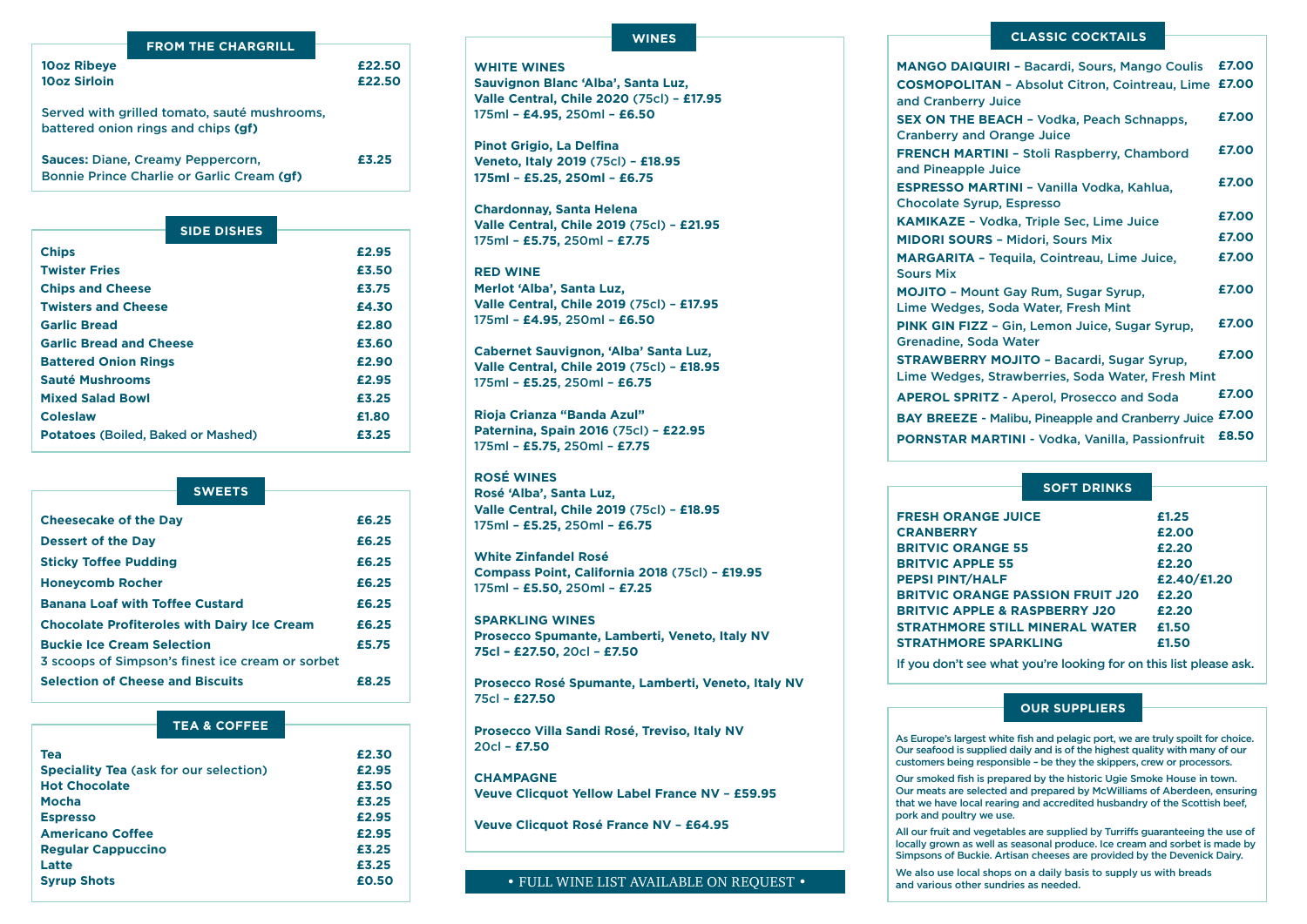## FROM THE CHARGRILL

| | |
|---|---|
| **10oz Ribeye** | **£22.50** |
| **10oz Sirloin** | **£22.50** |

Served with grilled tomato, sauté mushrooms, battered onion rings and chips **(gf)**

**Sauces:** Diane, Creamy Peppercorn, Bonnie Prince Charlie or Garlic Cream **(gf)** — **£3.25**

## SIDE DISHES

| | |
|---|---|
| **Chips** | **£2.95** |
| **Twister Fries** | **£3.50** |
| **Chips and Cheese** | **£3.75** |
| **Twisters and Cheese** | **£4.30** |
| **Garlic Bread** | **£2.80** |
| **Garlic Bread and Cheese** | **£3.60** |
| **Battered Onion Rings** | **£2.90** |
| **Sauté Mushrooms** | **£2.95** |
| **Mixed Salad Bowl** | **£3.25** |
| **Coleslaw** | **£1.80** |
| **Potatoes** (Boiled, Baked or Mashed) | **£3.25** |

## SWEETS

| | |
|---|---|
| **Cheesecake of the Day** | **£6.25** |
| **Dessert of the Day** | **£6.25** |
| **Sticky Toffee Pudding** | **£6.25** |
| **Honeycomb Rocher** | **£6.25** |
| **Banana Loaf with Toffee Custard** | **£6.25** |
| **Chocolate Profiteroles with Dairy Ice Cream** | **£6.25** |
| **Buckie Ice Cream Selection** 3 scoops of Simpson's finest ice cream or sorbet | **£5.75** |
| **Selection of Cheese and Biscuits** | **£8.25** |

## TEA & COFFEE

| | |
|---|---|
| **Tea** | **£2.30** |
| **Speciality Tea** (ask for our selection) | **£2.95** |
| **Hot Chocolate** | **£3.50** |
| **Mocha** | **£3.25** |
| **Espresso** | **£2.95** |
| **Americano Coffee** | **£2.95** |
| **Regular Cappuccino** | **£3.25** |
| **Latte** | **£3.25** |
| **Syrup Shots** | **£0.50** |

## WINES

**WHITE WINES**

**Sauvignon Blanc 'Alba', Santa Luz, Valle Central, Chile 2020** (75cl) **– £17.95**
175ml – **£4.95**, 250ml – **£6.50**

**Pinot Grigio, La Delfina Veneto, Italy 2019** (75cl) **– £18.95**
**175ml – £5.25, 250ml – £6.75**

**Chardonnay, Santa Helena Valle Central, Chile 2019** (75cl) **– £21.95**
175ml – **£5.75**, 250ml – **£7.75**

**RED WINE**

**Merlot 'Alba', Santa Luz, Valle Central, Chile 2019** (75cl) **– £17.95**
175ml – **£4.95**, 250ml – **£6.50**

**Cabernet Sauvignon, 'Alba' Santa Luz, Valle Central, Chile 2019** (75cl) **– £18.95**
175ml – **£5.25**, 250ml – **£6.75**

**Rioja Crianza "Banda Azul" Paternina, Spain 2016** (75cl) **– £22.95**
175ml – **£5.75**, 250ml – **£7.75**

**ROSÉ WINES**

**Rosé 'Alba', Santa Luz, Valle Central, Chile 2019** (75cl) **– £18.95**
175ml – **£5.25**, 250ml – **£6.75**

**White Zinfandel Rosé Compass Point, California 2018** (75cl) **– £19.95**
175ml – **£5.50**, 250ml – **£7.25**

**SPARKLING WINES**

**Prosecco Spumante, Lamberti, Veneto, Italy NV**
**75cl – £27.50**, 20cl **– £7.50**

**Prosecco Rosé Spumante, Lamberti, Veneto, Italy NV**
**75cl – £27.50**

**Prosecco Villa Sandi Rosé, Treviso, Italy NV**
**20cl – £7.50**

**CHAMPAGNE**

**Veuve Clicquot Yellow Label France NV – £59.95**

**Veuve Clicquot Rosé France NV – £64.95**

• FULL WINE LIST AVAILABLE ON REQUEST •

## CLASSIC COCKTAILS

| | |
|---|---|
| **MANGO DAIQUIRI** – Bacardi, Sours, Mango Coulis | **£7.00** |
| **COSMOPOLITAN** – Absolut Citron, Cointreau, Lime and Cranberry Juice | **£7.00** |
| **SEX ON THE BEACH** – Vodka, Peach Schnapps, Cranberry and Orange Juice | **£7.00** |
| **FRENCH MARTINI** – Stoli Raspberry, Chambord and Pineapple Juice | **£7.00** |
| **ESPRESSO MARTINI** – Vanilla Vodka, Kahlua, Chocolate Syrup, Espresso | **£7.00** |
| **KAMIKAZE** – Vodka, Triple Sec, Lime Juice | **£7.00** |
| **MIDORI SOURS** – Midori, Sours Mix | **£7.00** |
| **MARGARITA** – Tequila, Cointreau, Lime Juice, Sours Mix | **£7.00** |
| **MOJITO** – Mount Gay Rum, Sugar Syrup, Lime Wedges, Soda Water, Fresh Mint | **£7.00** |
| **PINK GIN FIZZ** – Gin, Lemon Juice, Sugar Syrup, Grenadine, Soda Water | **£7.00** |
| **STRAWBERRY MOJITO** – Bacardi, Sugar Syrup, Lime Wedges, Strawberries, Soda Water, Fresh Mint | **£7.00** |
| **APEROL SPRITZ** - Aperol, Prosecco and Soda | **£7.00** |
| **BAY BREEZE** - Malibu, Pineapple and Cranberry Juice | **£7.00** |
| **PORNSTAR MARTINI** - Vodka, Vanilla, Passionfruit | **£8.50** |

## SOFT DRINKS

| | |
|---|---|
| **FRESH ORANGE JUICE** | **£1.25** |
| **CRANBERRY** | **£2.00** |
| **BRITVIC ORANGE 55** | **£2.20** |
| **BRITVIC APPLE 55** | **£2.20** |
| **PEPSI PINT/HALF** | **£2.40/£1.20** |
| **BRITVIC ORANGE PASSION FRUIT J20** | **£2.20** |
| **BRITVIC APPLE & RASPBERRY J20** | **£2.20** |
| **STRATHMORE STILL MINERAL WATER** | **£1.50** |
| **STRATHMORE SPARKLING** | **£1.50** |

If you don't see what you're looking for on this list please ask.

## OUR SUPPLIERS

As Europe's largest white fish and pelagic port, we are truly spoilt for choice. Our seafood is supplied daily and is of the highest quality with many of our customers being responsible – be they the skippers, crew or processors.

Our smoked fish is prepared by the historic Ugie Smoke House in town. Our meats are selected and prepared by McWilliams of Aberdeen, ensuring that we have local rearing and accredited husbandry of the Scottish beef, pork and poultry we use.

All our fruit and vegetables are supplied by Turriffs guaranteeing the use of locally grown as well as seasonal produce. Ice cream and sorbet is made by Simpsons of Buckie. Artisan cheeses are provided by the Devenick Dairy.

We also use local shops on a daily basis to supply us with breads and various other sundries as needed.